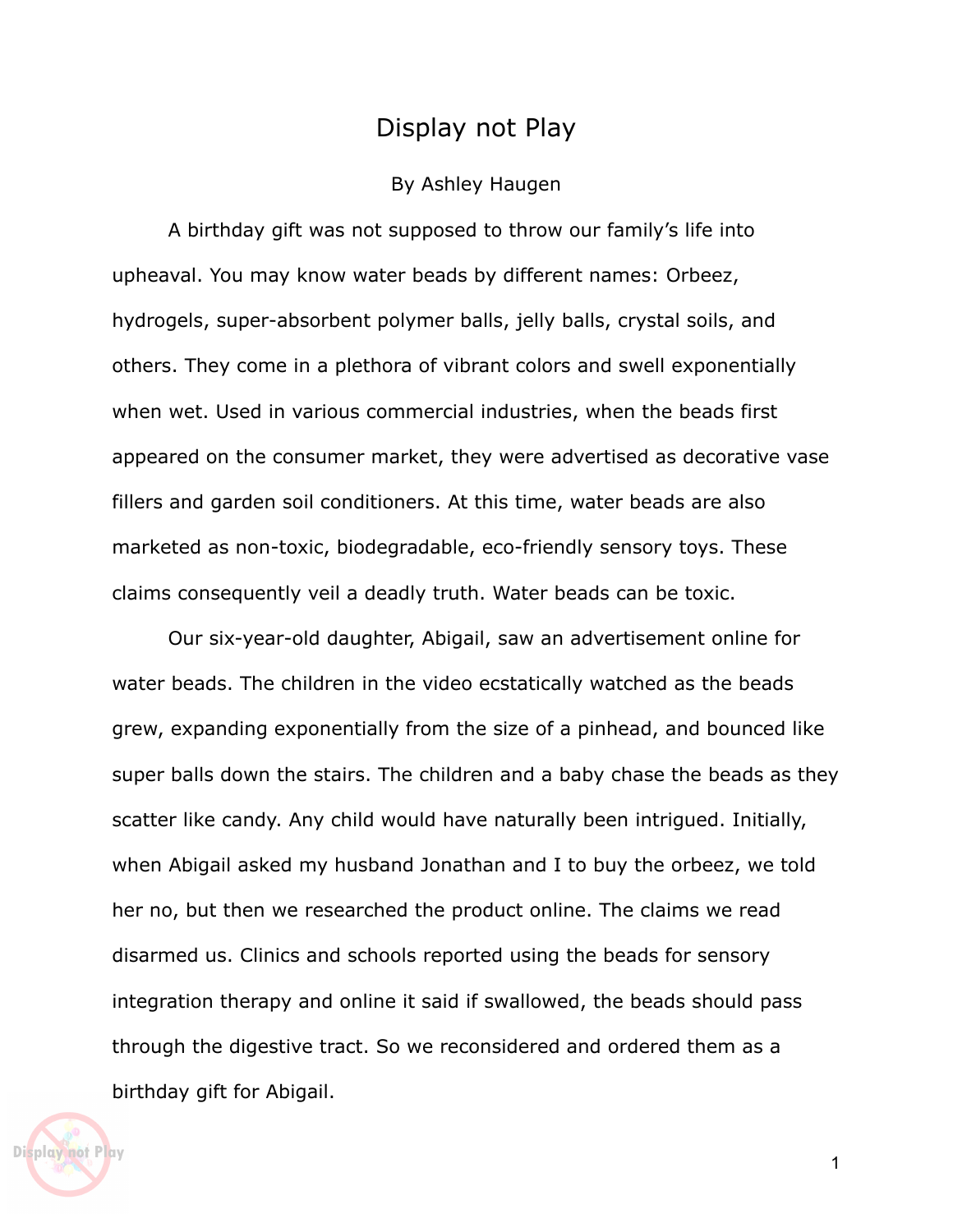# Display not Play

By Ashley Haugen

A birthday gift was not supposed to throw our family's life into upheaval. You may know water beads by different names: Orbeez, hydrogels, super-absorbent polymer balls, jelly balls, crystal soils, and others. They come in a plethora of vibrant colors and swell exponentially when wet. Used in various commercial industries, when the beads first appeared on the consumer market, they were advertised as decorative vase fillers and garden soil conditioners. At this time, water beads are also marketed as non-toxic, biodegradable, eco-friendly sensory toys. These claims consequently veil a deadly truth. Water beads can be toxic.

Our six-year-old daughter, Abigail, saw an advertisement online for water beads. The children in the video ecstatically watched as the beads grew, expanding exponentially from the size of a pinhead, and bounced like super balls down the stairs. The children and a baby chase the beads as they scatter like candy. Any child would have naturally been intrigued. Initially, when Abigail asked my husband Jonathan and I to buy the orbeez, we told her no, but then we researched the product online. The claims we read disarmed us. Clinics and schools reported using the beads for sensory integration therapy and online it said if swallowed, the beads should pass through the digestive tract. So we reconsidered and ordered them as a birthday gift for Abigail.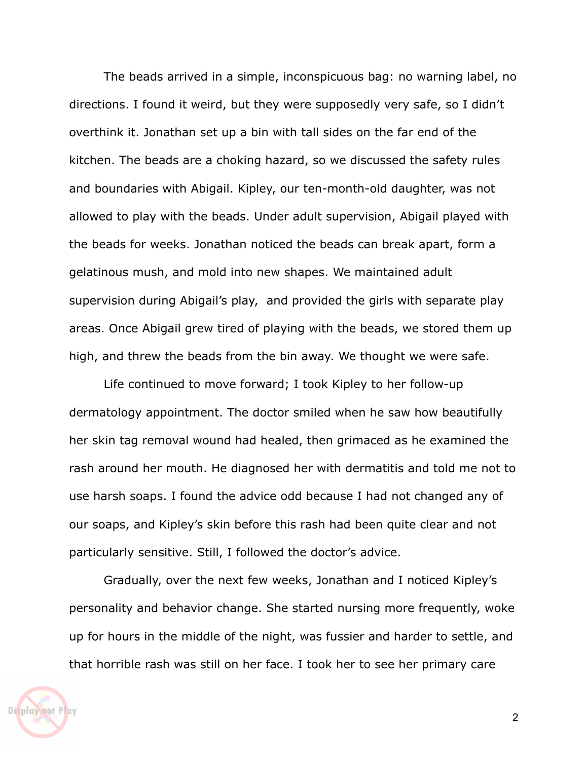The beads arrived in a simple, inconspicuous bag: no warning label, no directions. I found it weird, but they were supposedly very safe, so I didn't overthink it. Jonathan set up a bin with tall sides on the far end of the kitchen. The beads are a choking hazard, so we discussed the safety rules and boundaries with Abigail. Kipley, our ten-month-old daughter, was not allowed to play with the beads. Under adult supervision, Abigail played with the beads for weeks. Jonathan noticed the beads can break apart, form a gelatinous mush, and mold into new shapes. We maintained adult supervision during Abigail's play, and provided the girls with separate play areas. Once Abigail grew tired of playing with the beads, we stored them up high, and threw the beads from the bin away. We thought we were safe.

Life continued to move forward; I took Kipley to her follow-up dermatology appointment. The doctor smiled when he saw how beautifully her skin tag removal wound had healed, then grimaced as he examined the rash around her mouth. He diagnosed her with dermatitis and told me not to use harsh soaps. I found the advice odd because I had not changed any of our soaps, and Kipley's skin before this rash had been quite clear and not particularly sensitive. Still, I followed the doctor's advice.

Gradually, over the next few weeks, Jonathan and I noticed Kipley's personality and behavior change. She started nursing more frequently, woke up for hours in the middle of the night, was fussier and harder to settle, and that horrible rash was still on her face. I took her to see her primary care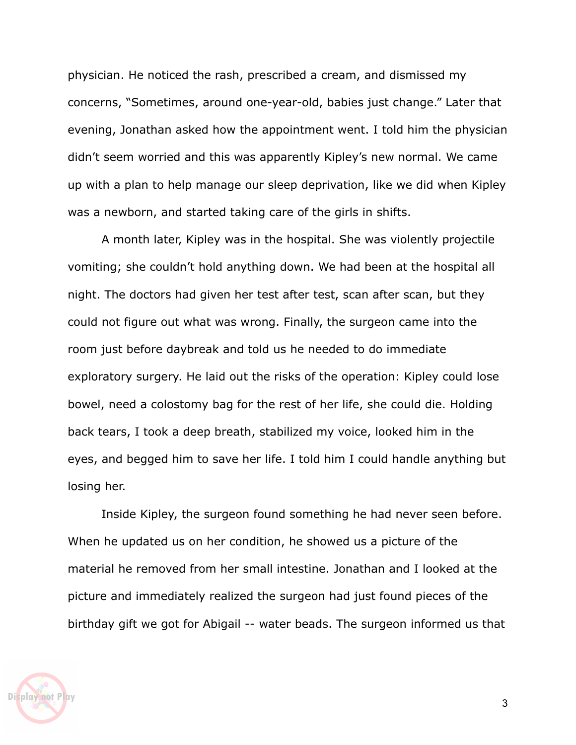physician. He noticed the rash, prescribed a cream, and dismissed my concerns, "Sometimes, around one-year-old, babies just change." Later that evening, Jonathan asked how the appointment went. I told him the physician didn't seem worried and this was apparently Kipley's new normal. We came up with a plan to help manage our sleep deprivation, like we did when Kipley was a newborn, and started taking care of the girls in shifts.

A month later, Kipley was in the hospital. She was violently projectile vomiting; she couldn't hold anything down. We had been at the hospital all night. The doctors had given her test after test, scan after scan, but they could not figure out what was wrong. Finally, the surgeon came into the room just before daybreak and told us he needed to do immediate exploratory surgery. He laid out the risks of the operation: Kipley could lose bowel, need a colostomy bag for the rest of her life, she could die. Holding back tears, I took a deep breath, stabilized my voice, looked him in the eyes, and begged him to save her life. I told him I could handle anything but losing her.

Inside Kipley, the surgeon found something he had never seen before. When he updated us on her condition, he showed us a picture of the material he removed from her small intestine. Jonathan and I looked at the picture and immediately realized the surgeon had just found pieces of the birthday gift we got for Abigail -- water beads. The surgeon informed us that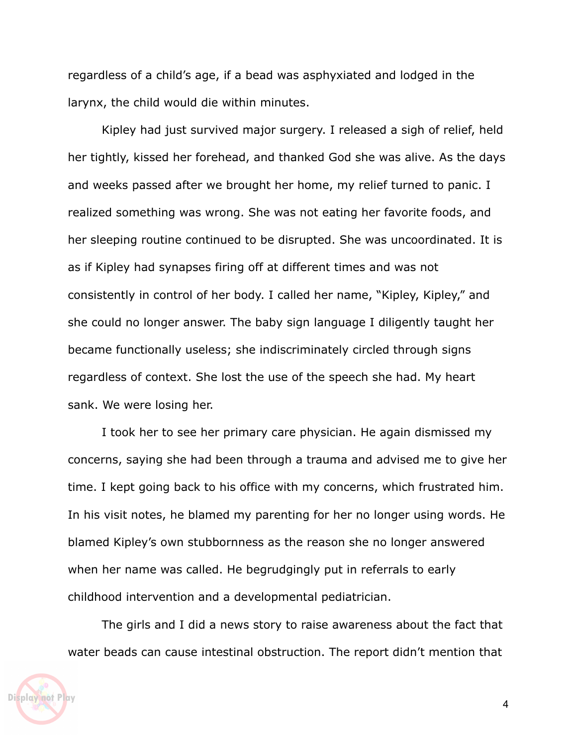regardless of a child's age, if a bead was asphyxiated and lodged in the larynx, the child would die within minutes.

Kipley had just survived major surgery. I released a sigh of relief, held her tightly, kissed her forehead, and thanked God she was alive. As the days and weeks passed after we brought her home, my relief turned to panic. I realized something was wrong. She was not eating her favorite foods, and her sleeping routine continued to be disrupted. She was uncoordinated. It is as if Kipley had synapses firing off at different times and was not consistently in control of her body. I called her name, "Kipley, Kipley," and she could no longer answer. The baby sign language I diligently taught her became functionally useless; she indiscriminately circled through signs regardless of context. She lost the use of the speech she had. My heart sank. We were losing her.

I took her to see her primary care physician. He again dismissed my concerns, saying she had been through a trauma and advised me to give her time. I kept going back to his office with my concerns, which frustrated him. In his visit notes, he blamed my parenting for her no longer using words. He blamed Kipley's own stubbornness as the reason she no longer answered when her name was called. He begrudgingly put in referrals to early childhood intervention and a developmental pediatrician.

The girls and I did a news story to raise awareness about the fact that water beads can cause intestinal obstruction. The report didn't mention that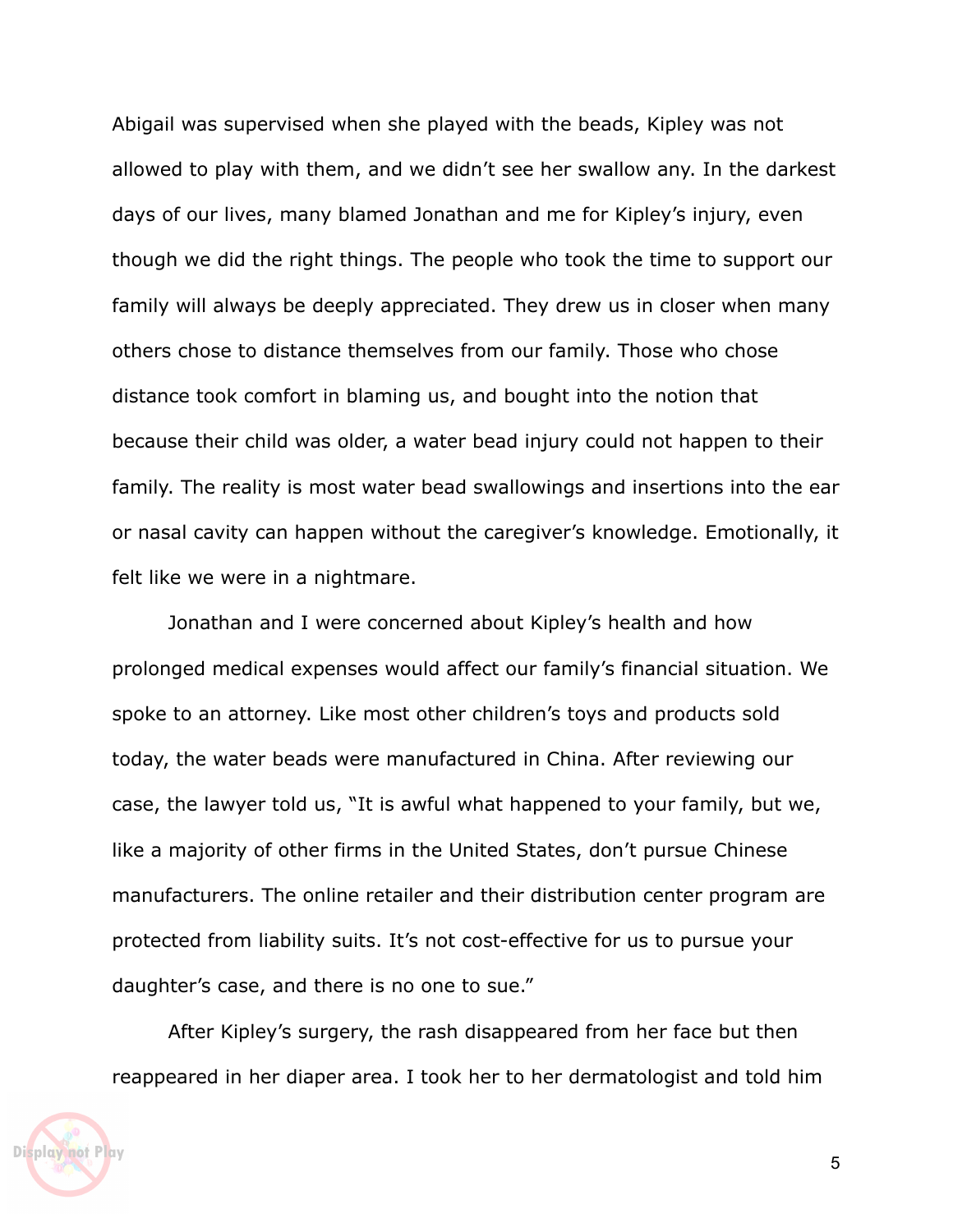Abigail was supervised when she played with the beads, Kipley was not allowed to play with them, and we didn't see her swallow any. In the darkest days of our lives, many blamed Jonathan and me for Kipley's injury, even though we did the right things. The people who took the time to support our family will always be deeply appreciated. They drew us in closer when many others chose to distance themselves from our family. Those who chose distance took comfort in blaming us, and bought into the notion that because their child was older, a water bead injury could not happen to their family. The reality is most water bead swallowings and insertions into the ear or nasal cavity can happen without the caregiver's knowledge. Emotionally, it felt like we were in a nightmare.

Jonathan and I were concerned about Kipley's health and how prolonged medical expenses would affect our family's financial situation. We spoke to an attorney. Like most other children's toys and products sold today, the water beads were manufactured in China. After reviewing our case, the lawyer told us, "It is awful what happened to your family, but we, like a majority of other firms in the United States, don't pursue Chinese manufacturers. The online retailer and their distribution center program are protected from liability suits. It's not cost-effective for us to pursue your daughter's case, and there is no one to sue."

After Kipley's surgery, the rash disappeared from her face but then reappeared in her diaper area. I took her to her dermatologist and told him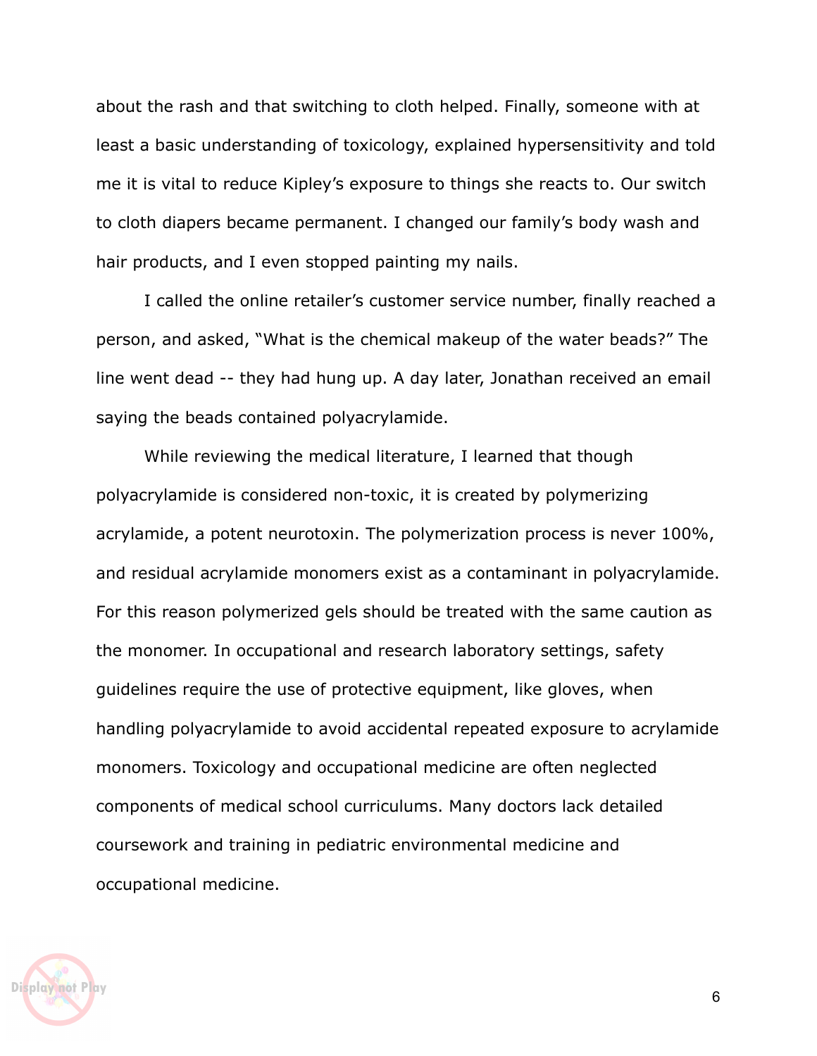about the rash and that switching to cloth helped. Finally, someone with at least a basic understanding of toxicology, explained hypersensitivity and told me it is vital to reduce Kipley's exposure to things she reacts to. Our switch to cloth diapers became permanent. I changed our family's body wash and hair products, and I even stopped painting my nails.

I called the online retailer's customer service number, finally reached a person, and asked, "What is the chemical makeup of the water beads?" The line went dead -- they had hung up. A day later, Jonathan received an email saying the beads contained polyacrylamide.

While reviewing the medical literature, I learned that though polyacrylamide is considered non-toxic, it is created by polymerizing acrylamide, a potent neurotoxin. The polymerization process is never 100%, and residual acrylamide monomers exist as a contaminant in polyacrylamide. For this reason polymerized gels should be treated with the same caution as the monomer. In occupational and research laboratory settings, safety guidelines require the use of protective equipment, like gloves, when handling polyacrylamide to avoid accidental repeated exposure to acrylamide monomers. Toxicology and occupational medicine are often neglected components of medical school curriculums. Many doctors lack detailed coursework and training in pediatric environmental medicine and occupational medicine.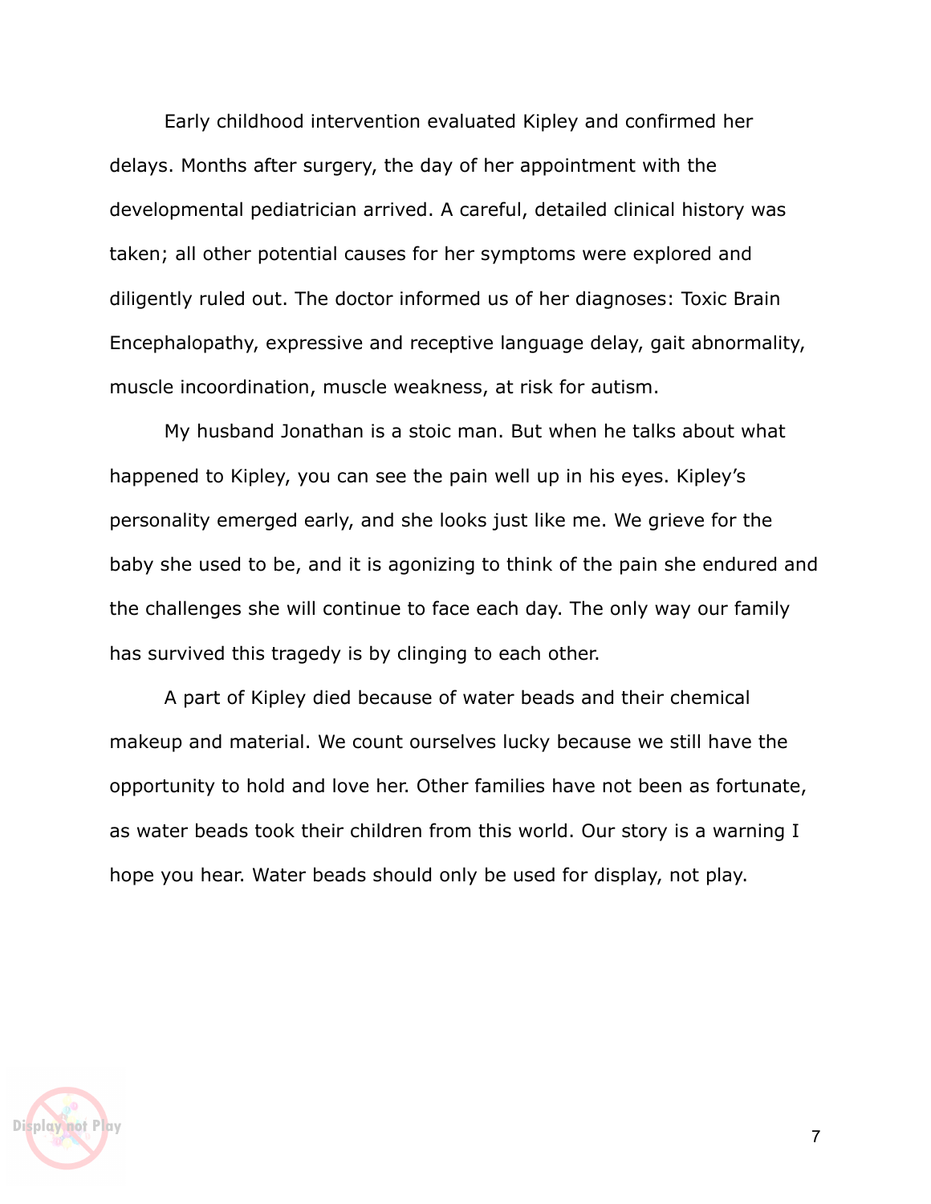Early childhood intervention evaluated Kipley and confirmed her delays. Months after surgery, the day of her appointment with the developmental pediatrician arrived. A careful, detailed clinical history was taken; all other potential causes for her symptoms were explored and diligently ruled out. The doctor informed us of her diagnoses: Toxic Brain Encephalopathy, expressive and receptive language delay, gait abnormality, muscle incoordination, muscle weakness, at risk for autism.

My husband Jonathan is a stoic man. But when he talks about what happened to Kipley, you can see the pain well up in his eyes. Kipley's personality emerged early, and she looks just like me. We grieve for the baby she used to be, and it is agonizing to think of the pain she endured and the challenges she will continue to face each day. The only way our family has survived this tragedy is by clinging to each other.

A part of Kipley died because of water beads and their chemical makeup and material. We count ourselves lucky because we still have the opportunity to hold and love her. Other families have not been as fortunate, as water beads took their children from this world. Our story is a warning I hope you hear. Water beads should only be used for display, not play.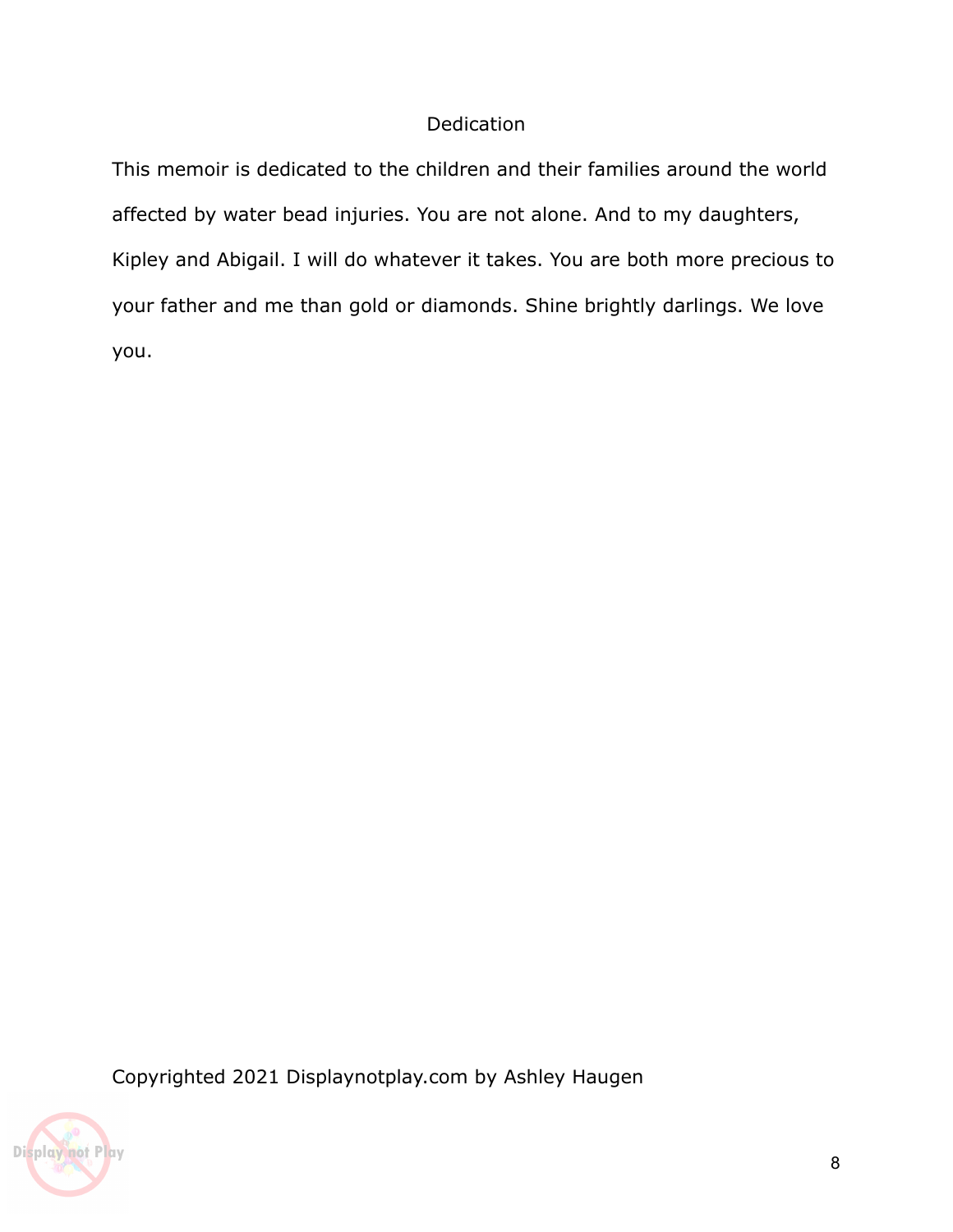# Dedication

This memoir is dedicated to the children and their families around the world affected by water bead injuries. You are not alone. And to my daughters, Kipley and Abigail. I will do whatever it takes. You are both more precious to your father and me than gold or diamonds. Shine brightly darlings. We love you.

Copyrighted 2021 Displaynotplay.com by Ashley Haugen